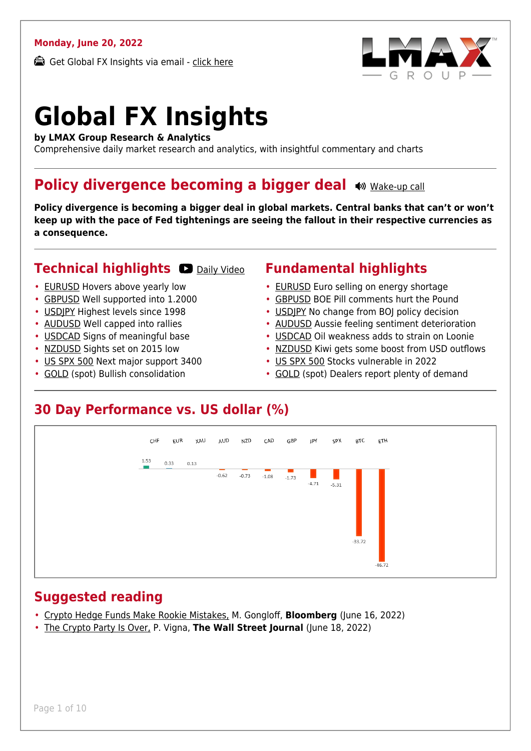**Monday, June 20, 2022**

📩 Get Global FX Insights via email - click here

# Global FX Insights

**by LMAX Group Research & Analytics**

Comprehensive daily market research and analytics, with insightful commentary and charts

## Policy divergence becoming a bigger deal 🔊 Wake-up call

**Policy divergence is becoming a bigger deal in global markets. Central banks that can't or won't keep up with the pace of Fed tightenings are seeing the fallout in their respective currencies as a consequence.**

## Technical highlights ▶ Daily Video

- EURUSD Hovers above yearly low
- GBPUSD Well supported into 1.2000
- USDJPY Highest levels since 1998
- AUDUSD Well capped into rallies
- USDCAD Signs of meaningful base
- NZDUSD Sights set on 2015 low
- US SPX 500 Next major support 3400
- GOLD (spot) Bullish consolidation

## Fundamental highlights

- EURUSD Euro selling on energy shortage
- GBPUSD BOE Pill comments hurt the Pound
- USDJPY No change from BOJ policy decision
- AUDUSD Aussie feeling sentiment deterioration
- USDCAD Oil weakness adds to strain on Loonie
- NZDUSD Kiwi gets some boost from USD outflows
- US SPX 500 Stocks vulnerable in 2022
- GOLD (spot) Dealers report plenty of demand

## 30 Day Performance vs. US dollar (%)

| CHF | EUR | XAU | AUD | NZD | CAD | GBP | JPY | SPX | BTC | ETH |
|---|---|---|---|---|---|---|---|---|---|---|
| 1.53 | 0.33 | 0.13 | -0.62 | -0.73 | -1.08 | -1.73 | -4.71 | -5.31 | -33.72 | -46.72 |

## Suggested reading

- Crypto Hedge Funds Make Rookie Mistakes, M. Gongloff, **Bloomberg** (June 16, 2022)
- The Crypto Party Is Over, P. Vigna, **The Wall Street Journal** (June 18, 2022)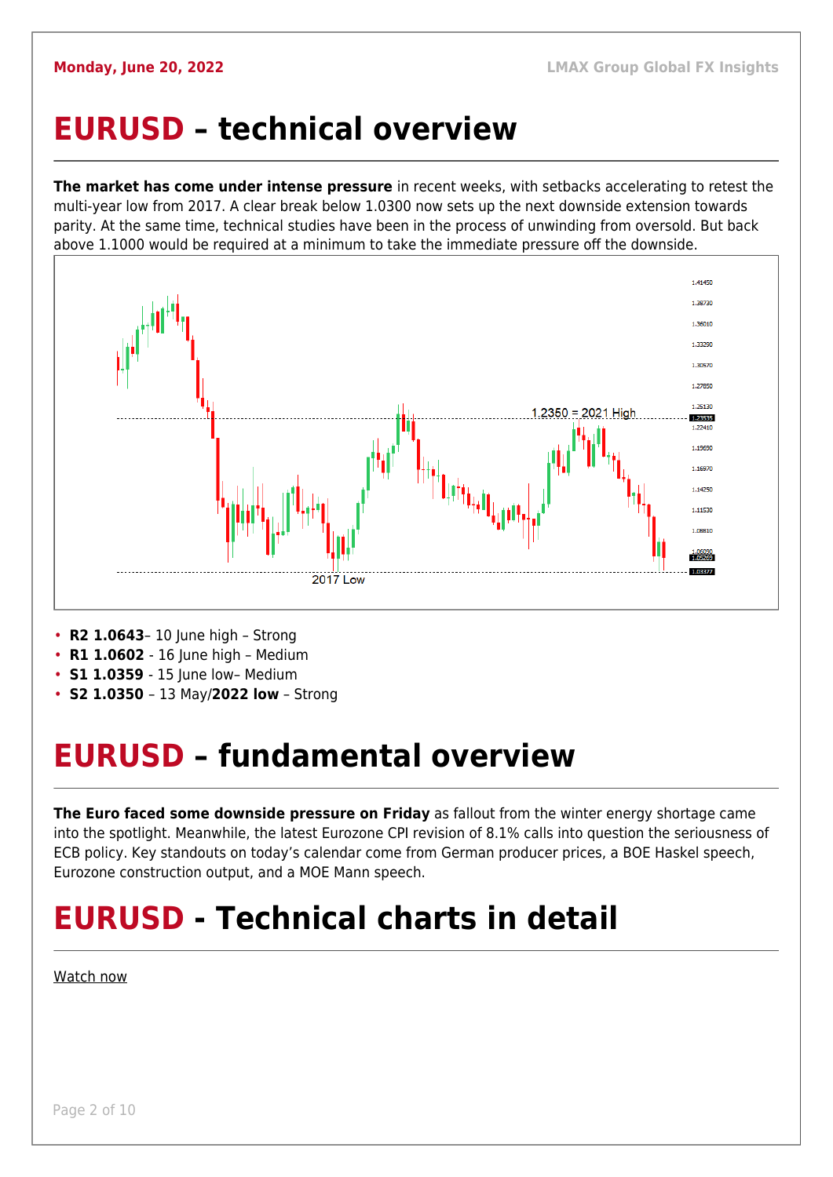# EURUSD – technical overview

**The market has come under intense pressure** in recent weeks, with setbacks accelerating to retest the multi-year low from 2017. A clear break below 1.0300 now sets up the next downside extension towards parity. At the same time, technical studies have been in the process of unwinding from oversold. But back above 1.1000 would be required at a minimum to take the immediate pressure off the downside.

- **R2 1.0643**– 10 June high – Strong
- **R1 1.0602** - 16 June high – Medium
- **S1 1.0359** - 15 June low– Medium
- **S2 1.0350** – 13 May/**2022 low** – Strong

# EURUSD – fundamental overview

**The Euro faced some downside pressure on Friday** as fallout from the winter energy shortage came into the spotlight. Meanwhile, the latest Eurozone CPI revision of 8.1% calls into question the seriousness of ECB policy. Key standouts on today's calendar come from German producer prices, a BOE Haskel speech, Eurozone construction output, and a MOE Mann speech.

# EURUSD - Technical charts in detail

Watch now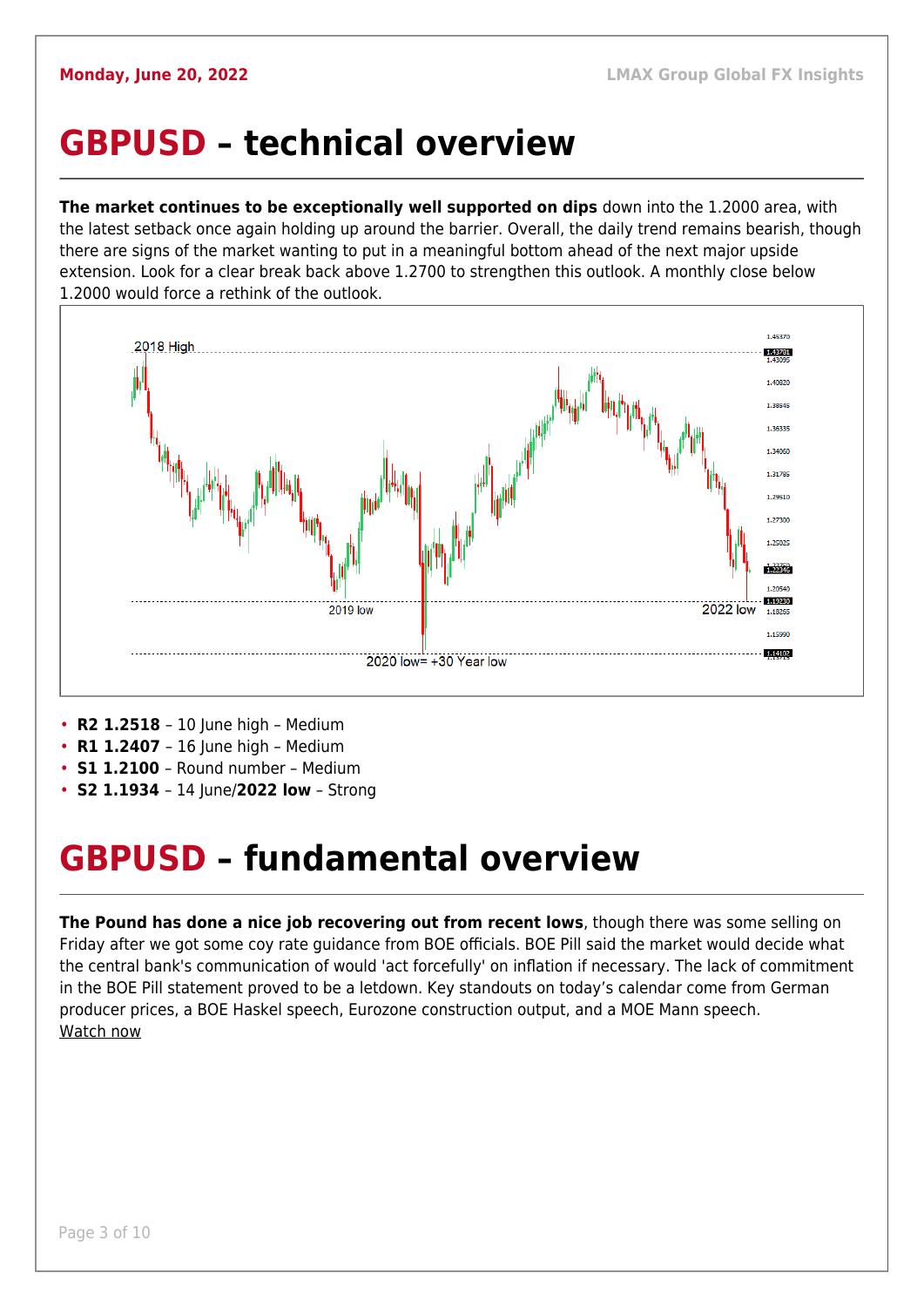# GBPUSD – technical overview

**The market continues to be exceptionally well supported on dips** down into the 1.2000 area, with the latest setback once again holding up around the barrier. Overall, the daily trend remains bearish, though there are signs of the market wanting to put in a meaningful bottom ahead of the next major upside extension. Look for a clear break back above 1.2700 to strengthen this outlook. A monthly close below 1.2000 would force a rethink of the outlook.

- **R2 1.2518** – 10 June high – Medium
- **R1 1.2407** – 16 June high – Medium
- **S1 1.2100** – Round number – Medium
- **S2 1.1934** – 14 June/**2022 low** – Strong

# GBPUSD – fundamental overview

**The Pound has done a nice job recovering out from recent lows**, though there was some selling on Friday after we got some coy rate guidance from BOE officials. BOE Pill said the market would decide what the central bank's communication of would 'act forcefully' on inflation if necessary. The lack of commitment in the BOE Pill statement proved to be a letdown. Key standouts on today's calendar come from German producer prices, a BOE Haskel speech, Eurozone construction output, and a MOE Mann speech.
Watch now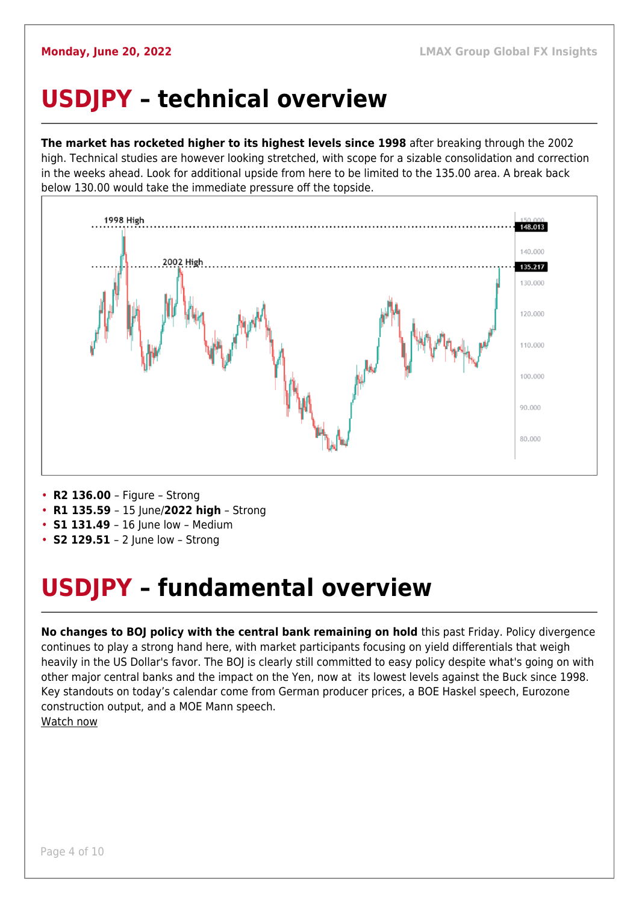# USDJPY – technical overview

**The market has rocketed higher to its highest levels since 1998** after breaking through the 2002 high. Technical studies are however looking stretched, with scope for a sizable consolidation and correction in the weeks ahead. Look for additional upside from here to be limited to the 135.00 area. A break back below 130.00 would take the immediate pressure off the topside.

- **R2 136.00** – Figure – Strong
- **R1 135.59** – 15 June/**2022 high** – Strong
- **S1 131.49** – 16 June low – Medium
- **S2 129.51** – 2 June low – Strong

# USDJPY – fundamental overview

**No changes to BOJ policy with the central bank remaining on hold** this past Friday. Policy divergence continues to play a strong hand here, with market participants focusing on yield differentials that weigh heavily in the US Dollar's favor. The BOJ is clearly still committed to easy policy despite what's going on with other major central banks and the impact on the Yen, now at its lowest levels against the Buck since 1998. Key standouts on today's calendar come from German producer prices, a BOE Haskel speech, Eurozone construction output, and a MOE Mann speech.
Watch now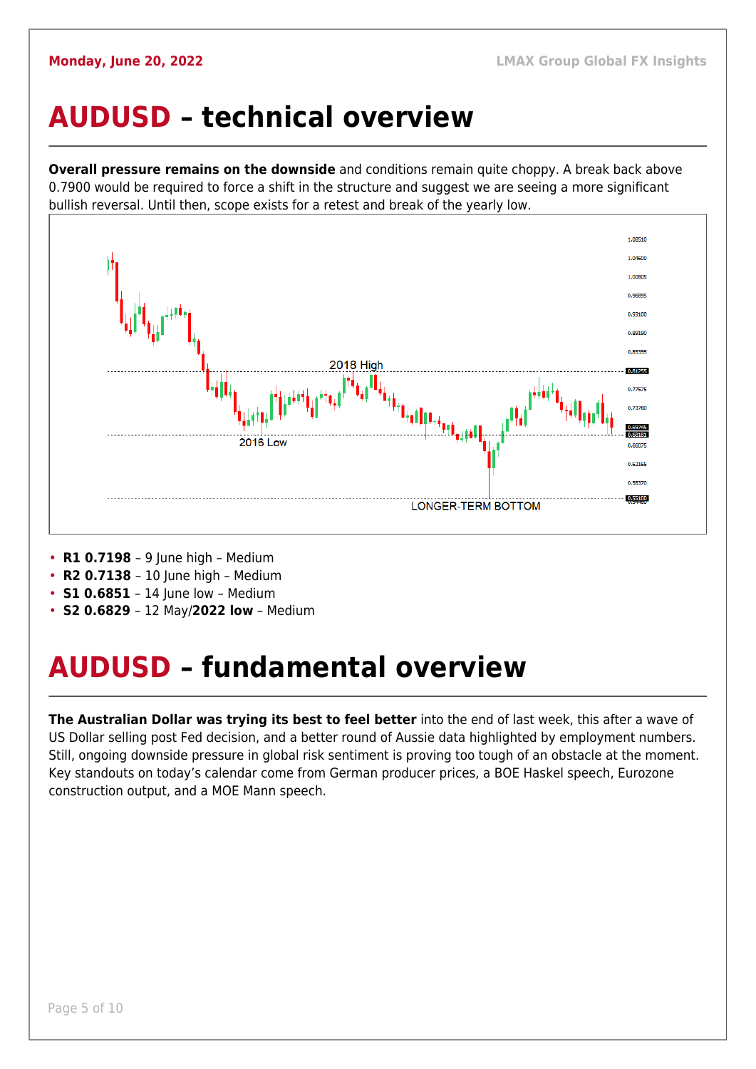# AUDUSD – technical overview

**Overall pressure remains on the downside** and conditions remain quite choppy. A break back above 0.7900 would be required to force a shift in the structure and suggest we are seeing a more significant bullish reversal. Until then, scope exists for a retest and break of the yearly low.

- **R1 0.7198** – 9 June high – Medium
- **R2 0.7138** – 10 June high – Medium
- **S1 0.6851** – 14 June low – Medium
- **S2 0.6829** – 12 May/**2022 low** – Medium

# AUDUSD – fundamental overview

**The Australian Dollar was trying its best to feel better** into the end of last week, this after a wave of US Dollar selling post Fed decision, and a better round of Aussie data highlighted by employment numbers. Still, ongoing downside pressure in global risk sentiment is proving too tough of an obstacle at the moment. Key standouts on today's calendar come from German producer prices, a BOE Haskel speech, Eurozone construction output, and a MOE Mann speech.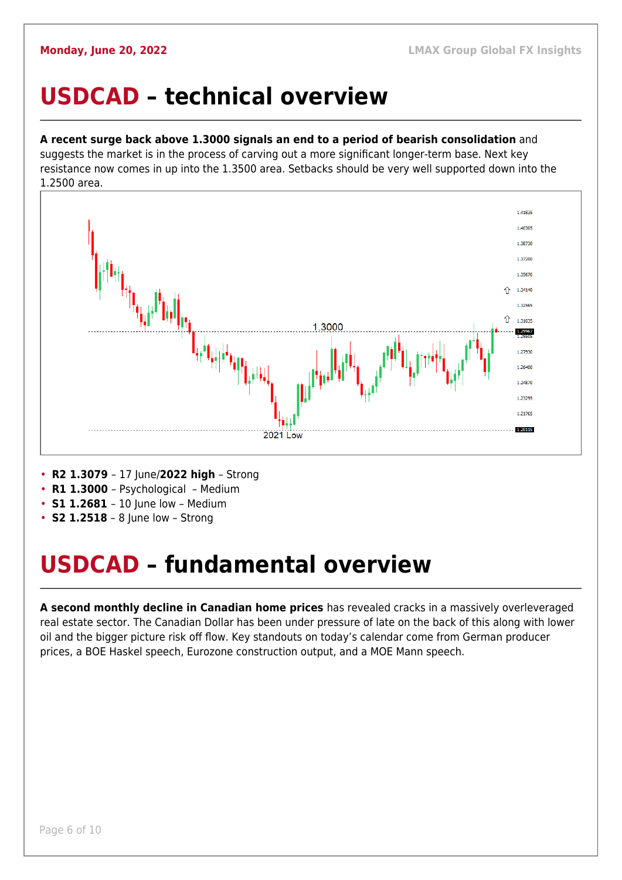# USDCAD – technical overview

**A recent surge back above 1.3000 signals an end to a period of bearish consolidation** and suggests the market is in the process of carving out a more significant longer-term base. Next key resistance now comes in up into the 1.3500 area. Setbacks should be very well supported down into the 1.2500 area.

- **R2 1.3079** – 17 June/**2022 high** – Strong
- **R1 1.3000** – Psychological – Medium
- **S1 1.2681** – 10 June low – Medium
- **S2 1.2518** – 8 June low – Strong

# USDCAD – fundamental overview

**A second monthly decline in Canadian home prices** has revealed cracks in a massively overleveraged real estate sector. The Canadian Dollar has been under pressure of late on the back of this along with lower oil and the bigger picture risk off flow. Key standouts on today's calendar come from German producer prices, a BOE Haskel speech, Eurozone construction output, and a MOE Mann speech.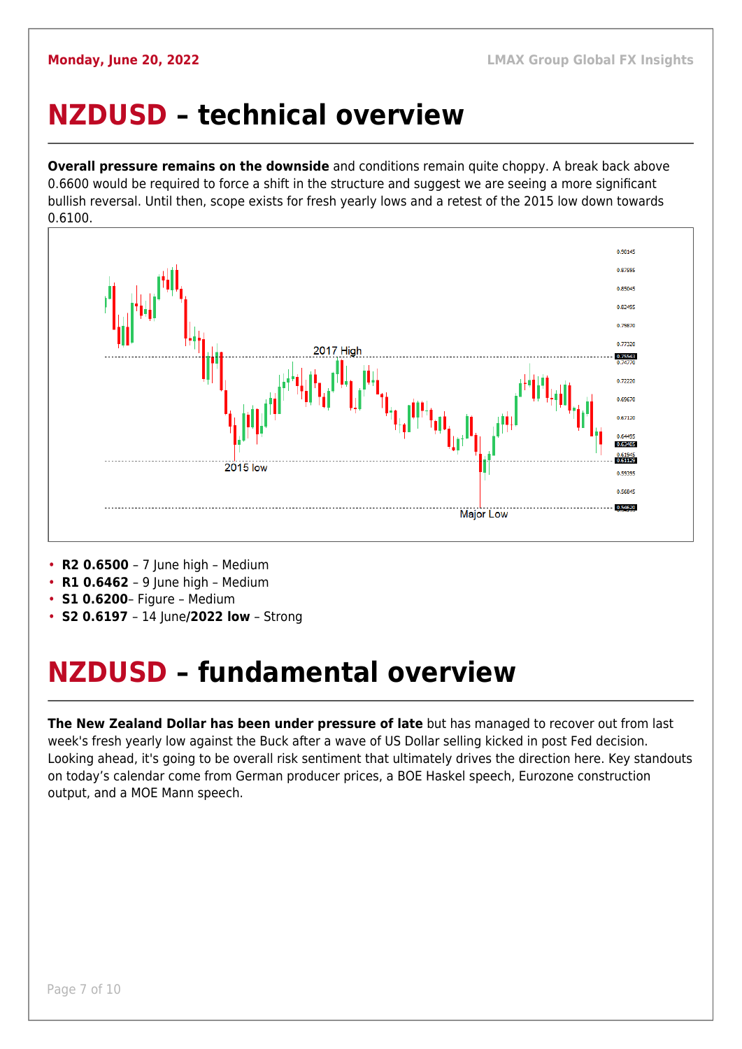# NZDUSD – technical overview

**Overall pressure remains on the downside** and conditions remain quite choppy. A break back above 0.6600 would be required to force a shift in the structure and suggest we are seeing a more significant bullish reversal. Until then, scope exists for fresh yearly lows and a retest of the 2015 low down towards 0.6100.

- **R2 0.6500** – 7 June high – Medium
- **R1 0.6462** – 9 June high – Medium
- **S1 0.6200**– Figure – Medium
- **S2 0.6197** – 14 June/**2022 low** – Strong

# NZDUSD – fundamental overview

**The New Zealand Dollar has been under pressure of late** but has managed to recover out from last week's fresh yearly low against the Buck after a wave of US Dollar selling kicked in post Fed decision. Looking ahead, it's going to be overall risk sentiment that ultimately drives the direction here. Key standouts on today's calendar come from German producer prices, a BOE Haskel speech, Eurozone construction output, and a MOE Mann speech.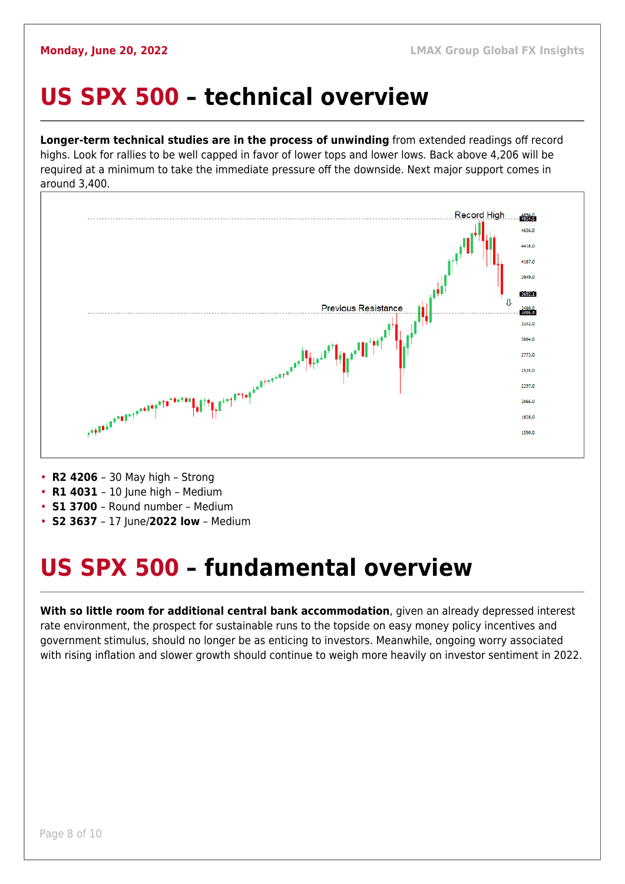# US SPX 500 – technical overview

**Longer-term technical studies are in the process of unwinding** from extended readings off record highs. Look for rallies to be well capped in favor of lower tops and lower lows. Back above 4,206 will be required at a minimum to take the immediate pressure off the downside. Next major support comes in around 3,400.

- **R2 4206** – 30 May high – Strong
- **R1 4031** – 10 June high – Medium
- **S1 3700** – Round number – Medium
- **S2 3637** – 17 June/**2022 low** – Medium

# US SPX 500 – fundamental overview

**With so little room for additional central bank accommodation**, given an already depressed interest rate environment, the prospect for sustainable runs to the topside on easy money policy incentives and government stimulus, should no longer be as enticing to investors. Meanwhile, ongoing worry associated with rising inflation and slower growth should continue to weigh more heavily on investor sentiment in 2022.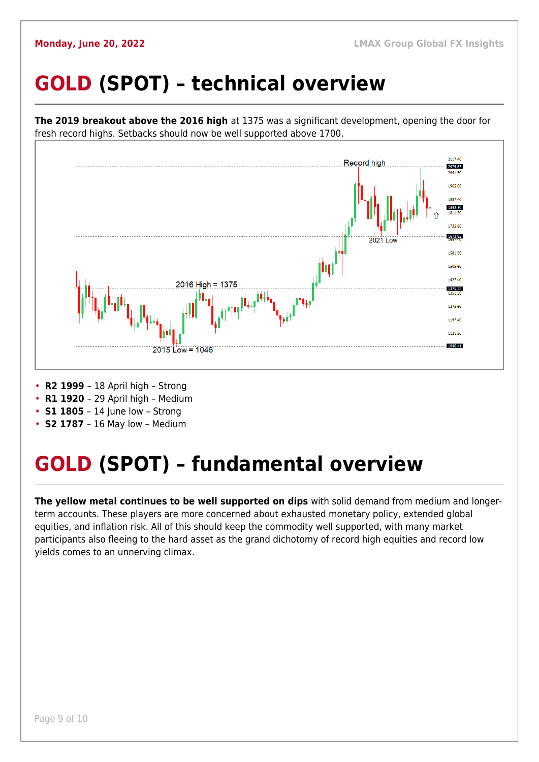# GOLD (SPOT) – technical overview

**The 2019 breakout above the 2016 high** at 1375 was a significant development, opening the door for fresh record highs. Setbacks should now be well supported above 1700.

- **R2 1999** – 18 April high – Strong
- **R1 1920** – 29 April high – Medium
- **S1 1805** – 14 June low – Strong
- **S2 1787** – 16 May low – Medium

# GOLD (SPOT) – fundamental overview

**The yellow metal continues to be well supported on dips** with solid demand from medium and longer-term accounts. These players are more concerned about exhausted monetary policy, extended global equities, and inflation risk. All of this should keep the commodity well supported, with many market participants also fleeing to the hard asset as the grand dichotomy of record high equities and record low yields comes to an unnerving climax.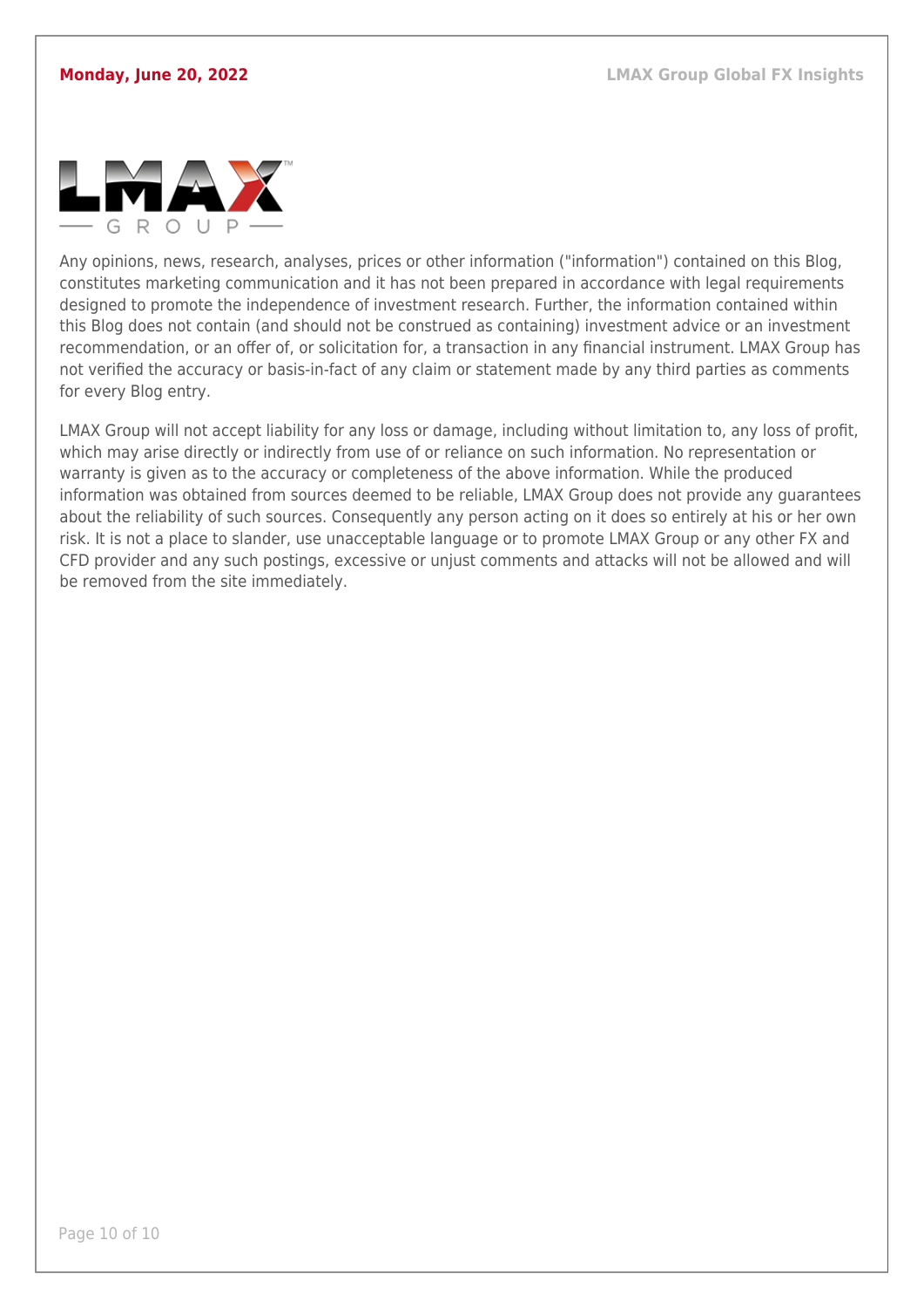Any opinions, news, research, analyses, prices or other information ("information") contained on this Blog, constitutes marketing communication and it has not been prepared in accordance with legal requirements designed to promote the independence of investment research. Further, the information contained within this Blog does not contain (and should not be construed as containing) investment advice or an investment recommendation, or an offer of, or solicitation for, a transaction in any financial instrument. LMAX Group has not verified the accuracy or basis-in-fact of any claim or statement made by any third parties as comments for every Blog entry.

LMAX Group will not accept liability for any loss or damage, including without limitation to, any loss of profit, which may arise directly or indirectly from use of or reliance on such information. No representation or warranty is given as to the accuracy or completeness of the above information. While the produced information was obtained from sources deemed to be reliable, LMAX Group does not provide any guarantees about the reliability of such sources. Consequently any person acting on it does so entirely at his or her own risk. It is not a place to slander, use unacceptable language or to promote LMAX Group or any other FX and CFD provider and any such postings, excessive or unjust comments and attacks will not be allowed and will be removed from the site immediately.